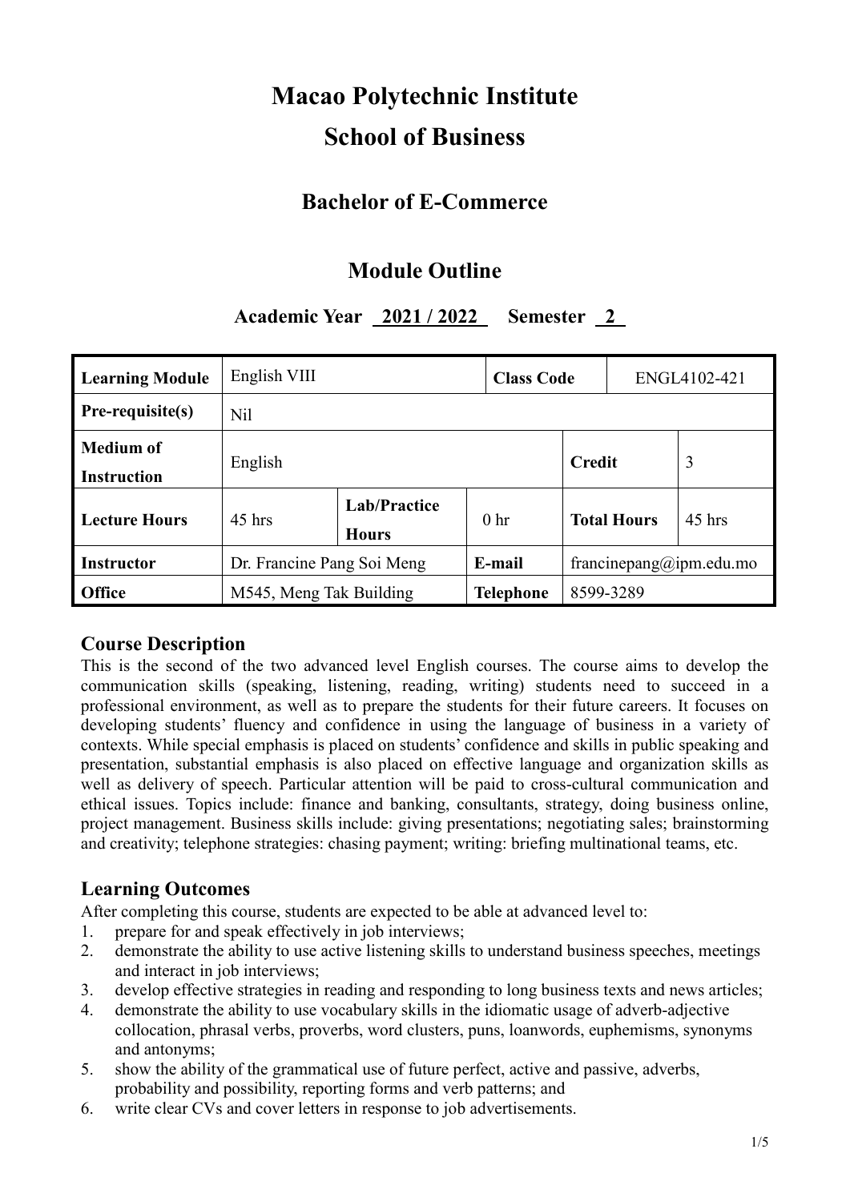# Macao Polytechnic Institute

# School of Business

## Bachelor of E-Commerce

## Module Outline

### Academic Year 2021 / 2022 Semester 2

| **Learning Module** | English VIII | | **Class Code** | | ENGL4102-421 | |
|---|---|---|---|---|---|---|
| **Pre-requisite(s)** | Nil | | | | | |
| **Medium of Instruction** | English | | | **Credit** | | 3 |
| **Lecture Hours** | 45 hrs | **Lab/Practice Hours** | 0 hr | **Total Hours** | | 45 hrs |
| **Instructor** | Dr. Francine Pang Soi Meng | | **E-mail** | francinepang@ipm.edu.mo | | |
| **Office** | M545, Meng Tak Building | | **Telephone** | 8599-3289 | | |

## Course Description

This is the second of the two advanced level English courses. The course aims to develop the communication skills (speaking, listening, reading, writing) students need to succeed in a professional environment, as well as to prepare the students for their future careers. It focuses on developing students' fluency and confidence in using the language of business in a variety of contexts. While special emphasis is placed on students' confidence and skills in public speaking and presentation, substantial emphasis is also placed on effective language and organization skills as well as delivery of speech. Particular attention will be paid to cross-cultural communication and ethical issues. Topics include: finance and banking, consultants, strategy, doing business online, project management. Business skills include: giving presentations; negotiating sales; brainstorming and creativity; telephone strategies: chasing payment; writing: briefing multinational teams, etc.

## Learning Outcomes

After completing this course, students are expected to be able at advanced level to:

1. prepare for and speak effectively in job interviews;
2. demonstrate the ability to use active listening skills to understand business speeches, meetings and interact in job interviews;
3. develop effective strategies in reading and responding to long business texts and news articles;
4. demonstrate the ability to use vocabulary skills in the idiomatic usage of adverb-adjective collocation, phrasal verbs, proverbs, word clusters, puns, loanwords, euphemisms, synonyms and antonyms;
5. show the ability of the grammatical use of future perfect, active and passive, adverbs, probability and possibility, reporting forms and verb patterns; and
6. write clear CVs and cover letters in response to job advertisements.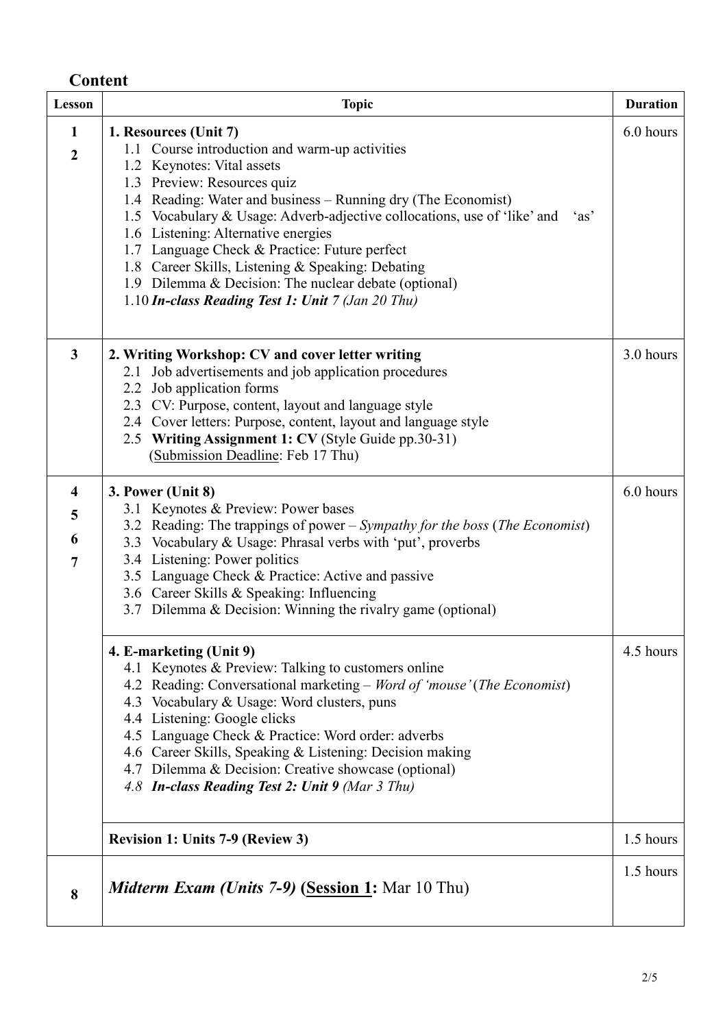## Content

| Lesson | Topic | Duration |
|---|---|---|
| 1<br>2 | **1. Resources (Unit 7)**<br>1.1 Course introduction and warm-up activities<br>1.2 Keynotes: Vital assets<br>1.3 Preview: Resources quiz<br>1.4 Reading: Water and business – Running dry (The Economist)<br>1.5 Vocabulary & Usage: Adverb-adjective collocations, use of 'like' and 'as'<br>1.6 Listening: Alternative energies<br>1.7 Language Check & Practice: Future perfect<br>1.8 Career Skills, Listening & Speaking: Debating<br>1.9 Dilemma & Decision: The nuclear debate (optional)<br>1.10 ***In-class Reading Test 1: Unit*** *7 (Jan 20 Thu)* | 6.0 hours |
| 3 | **2. Writing Workshop: CV and cover letter writing**<br>2.1 Job advertisements and job application procedures<br>2.2 Job application forms<br>2.3 CV: Purpose, content, layout and language style<br>2.4 Cover letters: Purpose, content, layout and language style<br>2.5 **Writing Assignment 1: CV** (Style Guide pp.30-31)<br>(Submission Deadline: Feb 17 Thu) | 3.0 hours |
| 4<br>5<br>6<br>7 | **3. Power (Unit 8)**<br>3.1 Keynotes & Preview: Power bases<br>3.2 Reading: The trappings of power – *Sympathy for the boss* (*The Economist*)<br>3.3 Vocabulary & Usage: Phrasal verbs with 'put', proverbs<br>3.4 Listening: Power politics<br>3.5 Language Check & Practice: Active and passive<br>3.6 Career Skills & Speaking: Influencing<br>3.7 Dilemma & Decision: Winning the rivalry game (optional) | 6.0 hours |
| | **4. E-marketing (Unit 9)**<br>4.1 Keynotes & Preview: Talking to customers online<br>4.2 Reading: Conversational marketing – *Word of 'mouse'* (*The Economist*)<br>4.3 Vocabulary & Usage: Word clusters, puns<br>4.4 Listening: Google clicks<br>4.5 Language Check & Practice: Word order: adverbs<br>4.6 Career Skills, Speaking & Listening: Decision making<br>4.7 Dilemma & Decision: Creative showcase (optional)<br>*4.8* ***In-class Reading Test 2: Unit 9*** *(Mar 3 Thu)* | 4.5 hours |
| | **Revision 1: Units 7-9 (Review 3)** | 1.5 hours |
| 8 | ***Midterm Exam (Units 7-9)*** **(Session 1:** Mar 10 Thu) | 1.5 hours |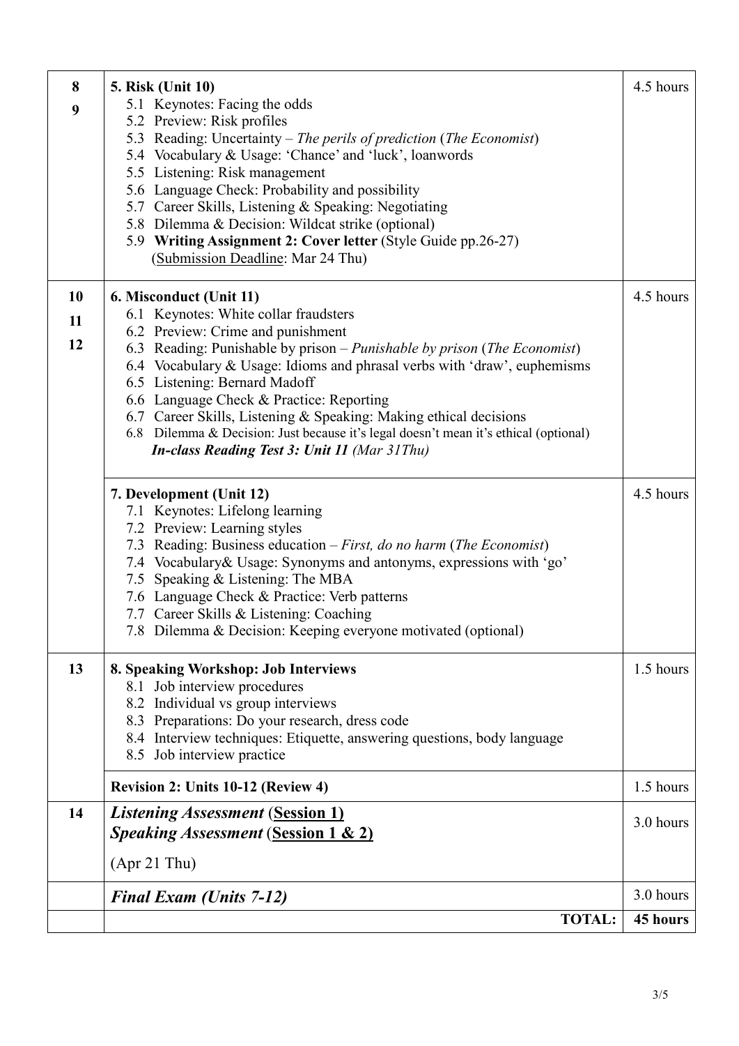| | | |
|---|---|---|
| 8<br>9 | **5. Risk (Unit 10)**<br>5.1 Keynotes: Facing the odds<br>5.2 Preview: Risk profiles<br>5.3 Reading: Uncertainty – *The perils of prediction* (*The Economist*)<br>5.4 Vocabulary & Usage: 'Chance' and 'luck', loanwords<br>5.5 Listening: Risk management<br>5.6 Language Check: Probability and possibility<br>5.7 Career Skills, Listening & Speaking: Negotiating<br>5.8 Dilemma & Decision: Wildcat strike (optional)<br>5.9 **Writing Assignment 2: Cover letter** (Style Guide pp.26-27)<br>(<u>Submission Deadline</u>: Mar 24 Thu) | 4.5 hours |
| 10<br>11<br>12 | **6. Misconduct (Unit 11)**<br>6.1 Keynotes: White collar fraudsters<br>6.2 Preview: Crime and punishment<br>6.3 Reading: Punishable by prison – *Punishable by prison* (*The Economist*)<br>6.4 Vocabulary & Usage: Idioms and phrasal verbs with 'draw', euphemisms<br>6.5 Listening: Bernard Madoff<br>6.6 Language Check & Practice: Reporting<br>6.7 Career Skills, Listening & Speaking: Making ethical decisions<br>6.8 Dilemma & Decision: Just because it's legal doesn't mean it's ethical (optional)<br>***In-class Reading Test 3: Unit 11** (Mar 31Thu)* | 4.5 hours |
| | **7. Development (Unit 12)**<br>7.1 Keynotes: Lifelong learning<br>7.2 Preview: Learning styles<br>7.3 Reading: Business education – *First, do no harm* (*The Economist*)<br>7.4 Vocabulary& Usage: Synonyms and antonyms, expressions with 'go'<br>7.5 Speaking & Listening: The MBA<br>7.6 Language Check & Practice: Verb patterns<br>7.7 Career Skills & Listening: Coaching<br>7.8 Dilemma & Decision: Keeping everyone motivated (optional) | 4.5 hours |
| 13 | **8. Speaking Workshop: Job Interviews**<br>8.1 Job interview procedures<br>8.2 Individual vs group interviews<br>8.3 Preparations: Do your research, dress code<br>8.4 Interview techniques: Etiquette, answering questions, body language<br>8.5 Job interview practice | 1.5 hours |
| | **Revision 2: Units 10-12 (Review 4)** | 1.5 hours |
| 14 | ***Listening Assessment* (<u>Session 1)</u>**<br>***Speaking Assessment* (<u>Session 1 & 2)</u>**<br>(Apr 21 Thu) | 3.0 hours |
| | ***Final Exam (Units 7-12)*** | 3.0 hours |
| | **TOTAL:** | **45 hours** |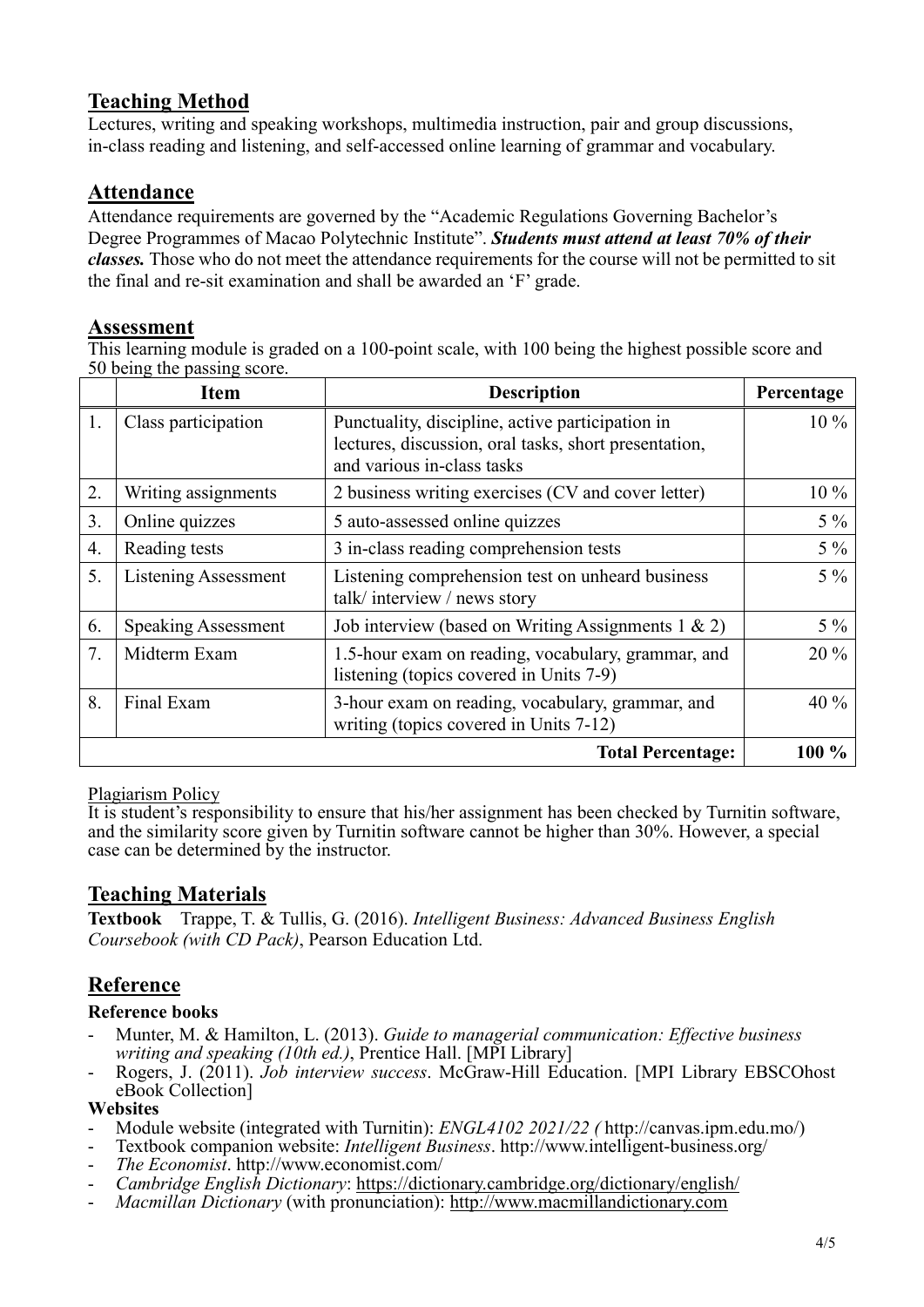## Teaching Method

Lectures, writing and speaking workshops, multimedia instruction, pair and group discussions, in-class reading and listening, and self-accessed online learning of grammar and vocabulary.

## Attendance

Attendance requirements are governed by the "Academic Regulations Governing Bachelor's Degree Programmes of Macao Polytechnic Institute". ***Students must attend at least 70% of their classes.*** Those who do not meet the attendance requirements for the course will not be permitted to sit the final and re-sit examination and shall be awarded an 'F' grade.

## Assessment

This learning module is graded on a 100-point scale, with 100 being the highest possible score and 50 being the passing score.

| | Item | Description | Percentage |
|---|---|---|---|
| 1. | Class participation | Punctuality, discipline, active participation in lectures, discussion, oral tasks, short presentation, and various in-class tasks | 10 % |
| 2. | Writing assignments | 2 business writing exercises (CV and cover letter) | 10 % |
| 3. | Online quizzes | 5 auto-assessed online quizzes | 5 % |
| 4. | Reading tests | 3 in-class reading comprehension tests | 5 % |
| 5. | Listening Assessment | Listening comprehension test on unheard business talk/ interview / news story | 5 % |
| 6. | Speaking Assessment | Job interview (based on Writing Assignments 1 & 2) | 5 % |
| 7. | Midterm Exam | 1.5-hour exam on reading, vocabulary, grammar, and listening (topics covered in Units 7-9) | 20 % |
| 8. | Final Exam | 3-hour exam on reading, vocabulary, grammar, and writing (topics covered in Units 7-12) | 40 % |
| | | **Total Percentage:** | **100 %** |

Plagiarism Policy

It is student's responsibility to ensure that his/her assignment has been checked by Turnitin software, and the similarity score given by Turnitin software cannot be higher than 30%. However, a special case can be determined by the instructor.

## Teaching Materials

**Textbook** Trappe, T. & Tullis, G. (2016). *Intelligent Business: Advanced Business English Coursebook (with CD Pack)*, Pearson Education Ltd.

## Reference

**Reference books**

- Munter, M. & Hamilton, L. (2013). *Guide to managerial communication: Effective business writing and speaking (10th ed.)*, Prentice Hall. [MPI Library]
- Rogers, J. (2011). *Job interview success*. McGraw-Hill Education. [MPI Library EBSCOhost eBook Collection]

**Websites**

- Module website (integrated with Turnitin): *ENGL4102 2021/22 (* http://canvas.ipm.edu.mo/)
- Textbook companion website: *Intelligent Business*. http://www.intelligent-business.org/
- *The Economist*. http://www.economist.com/
- *Cambridge English Dictionary*: https://dictionary.cambridge.org/dictionary/english/
- *Macmillan Dictionary* (with pronunciation): http://www.macmillandictionary.com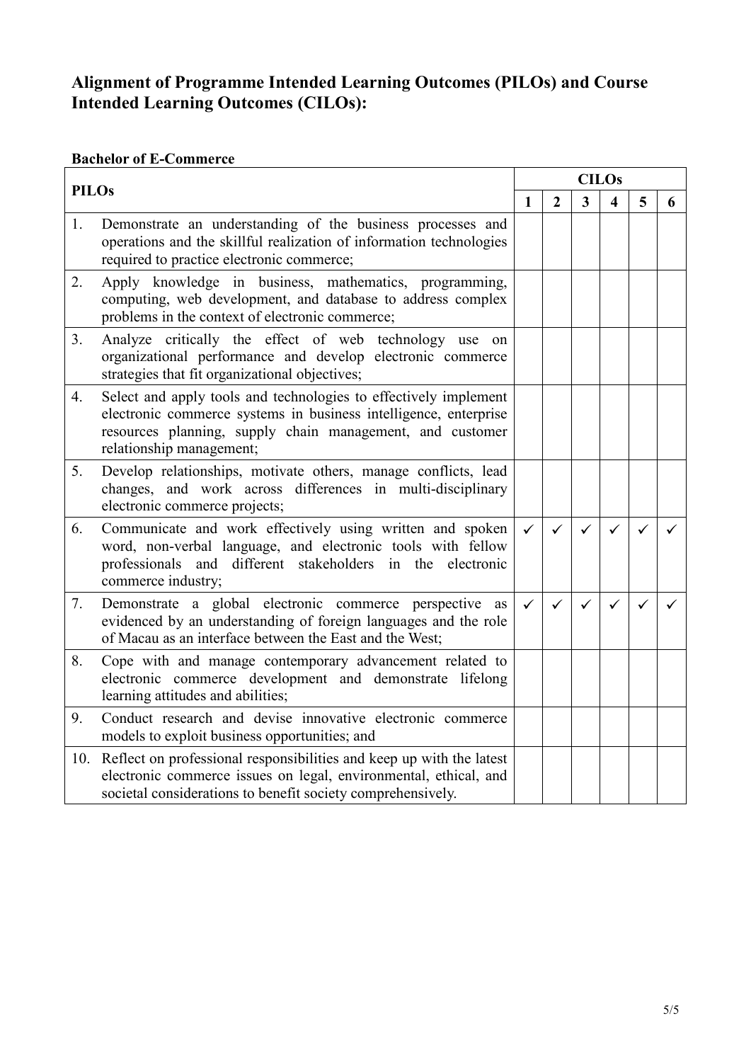## Alignment of Programme Intended Learning Outcomes (PILOs) and Course Intended Learning Outcomes (CILOs):

**Bachelor of E-Commerce**

| PILOs | CILOs | | | | | |
|---|---|---|---|---|---|---|
| | **1** | **2** | **3** | **4** | **5** | **6** |
| 1. Demonstrate an understanding of the business processes and operations and the skillful realization of information technologies required to practice electronic commerce; | | | | | | |
| 2. Apply knowledge in business, mathematics, programming, computing, web development, and database to address complex problems in the context of electronic commerce; | | | | | | |
| 3. Analyze critically the effect of web technology use on organizational performance and develop electronic commerce strategies that fit organizational objectives; | | | | | | |
| 4. Select and apply tools and technologies to effectively implement electronic commerce systems in business intelligence, enterprise resources planning, supply chain management, and customer relationship management; | | | | | | |
| 5. Develop relationships, motivate others, manage conflicts, lead changes, and work across differences in multi-disciplinary electronic commerce projects; | | | | | | |
| 6. Communicate and work effectively using written and spoken word, non-verbal language, and electronic tools with fellow professionals and different stakeholders in the electronic commerce industry; | ✓ | ✓ | ✓ | ✓ | ✓ | ✓ |
| 7. Demonstrate a global electronic commerce perspective as evidenced by an understanding of foreign languages and the role of Macau as an interface between the East and the West; | ✓ | ✓ | ✓ | ✓ | ✓ | ✓ |
| 8. Cope with and manage contemporary advancement related to electronic commerce development and demonstrate lifelong learning attitudes and abilities; | | | | | | |
| 9. Conduct research and devise innovative electronic commerce models to exploit business opportunities; and | | | | | | |
| 10. Reflect on professional responsibilities and keep up with the latest electronic commerce issues on legal, environmental, ethical, and societal considerations to benefit society comprehensively. | | | | | | |